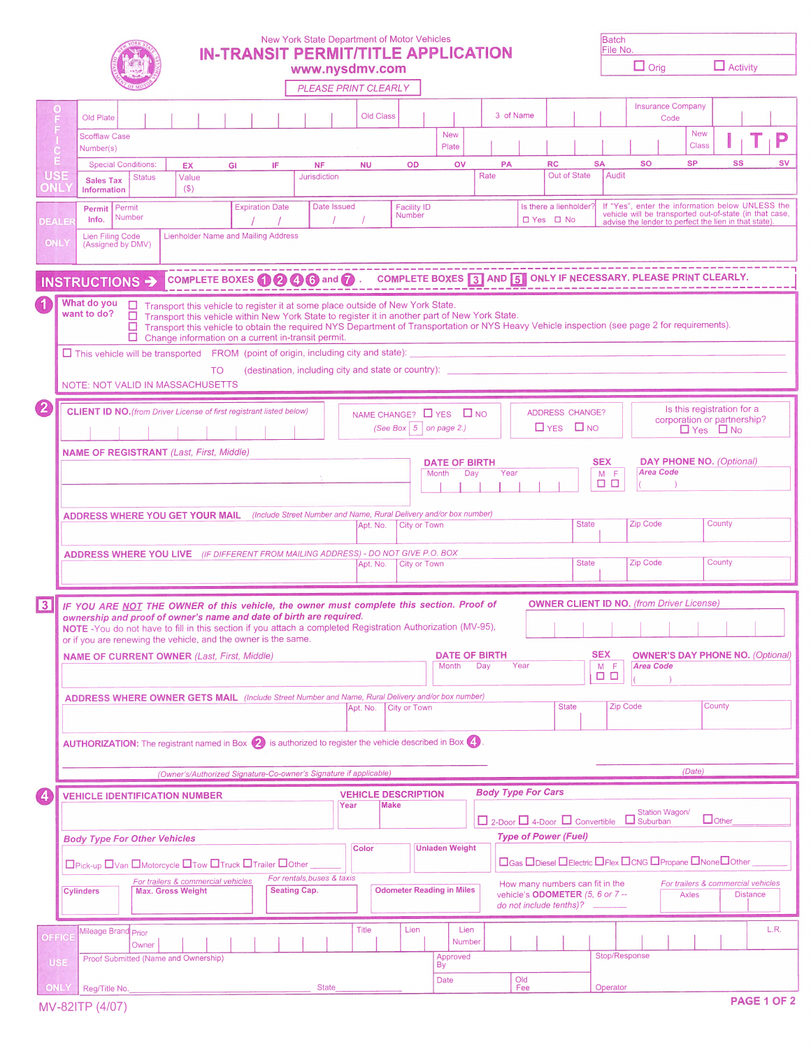New York State Department of Motor Vehicles

# IN-TRANSIT PERMIT/TITLE APPLICATION

www.nysdmv.com

PLEASE PRINT CLEARLY

Batch File No. ☐ Orig ☐ Activity

**OFFICE USE ONLY**

| Old Plate | | Old Class | | 3 of Name | | Insurance Company Code | |
|---|---|---|---|---|---|---|---|
| Scofflaw Case Number(s) | | New Plate | | New Class | | | I T P |

Special Conditions: EX GI IF NF NU OD OV PA RC SA SO SP SS SV

| Sales Tax Information | Status | Value ($) | Jurisdiction | Rate | Out of State | Audit |
|---|---|---|---|---|---|---|
| | | | | | | |

**DEALER ONLY**

| Permit Info. | Permit Number | Expiration Date / / | Date Issued / / | Facility ID Number | Is there a lienholder? ☐ Yes ☐ No | If "Yes", enter the information below UNLESS the vehicle will be transported out-of-state (in that case, advise the lender to perfect the lien in that state). |
|---|---|---|---|---|---|---|

| Lien Filing Code (Assigned by DMV) | Lienholder Name and Mailing Address |
|---|---|
| | |

**INSTRUCTIONS →** COMPLETE BOXES 1 2 4 6 and 7. COMPLETE BOXES 3 AND 5 ONLY IF NECESSARY. PLEASE PRINT CLEARLY.

## 1

**What do you want to do?**

- ☐ Transport this vehicle to register it at some place outside of New York State.
- ☐ Transport this vehicle within New York State to register it in another part of New York State.
- ☐ Transport this vehicle to obtain the required NYS Department of Transportation or NYS Heavy Vehicle inspection (see page 2 for requirements).
- ☐ Change information on a current in-transit permit.

☐ This vehicle will be transported FROM (point of origin, including city and state): ______________________

TO (destination, including city and state or country): ______________________

NOTE: NOT VALID IN MASSACHUSETTS

## 2

**CLIENT ID NO.** *(from Driver License of first registrant listed below)*

NAME CHANGE? ☐ YES ☐ NO (See Box 5 on page 2.)

ADDRESS CHANGE? ☐ YES ☐ NO

Is this registration for a corporation or partnership? ☐ Yes ☐ No

**NAME OF REGISTRANT** *(Last, First, Middle)*

**DATE OF BIRTH** Month Day Year

**SEX** M F ☐ ☐

**DAY PHONE NO.** *(Optional)* **Area Code** ( )

**ADDRESS WHERE YOU GET YOUR MAIL** *(Include Street Number and Name, Rural Delivery and/or box number)*

| | Apt. No. | City or Town | State | Zip Code | County |
|---|---|---|---|---|---|
| | | | | | |

**ADDRESS WHERE YOU LIVE** *(IF DIFFERENT FROM MAILING ADDRESS) - DO NOT GIVE P.O. BOX*

| | Apt. No. | City or Town | State | Zip Code | County |
|---|---|---|---|---|---|
| | | | | | |

## 3

*IF YOU ARE NOT THE OWNER of this vehicle, the owner must complete this section. Proof of ownership and proof of owner's name and date of birth are required.*

**NOTE** -You do not have to fill in this section if you attach a completed Registration Authorization (MV-95), or if you are renewing the vehicle, and the owner is the same.

**OWNER CLIENT ID NO.** *(from Driver License)*

**NAME OF CURRENT OWNER** *(Last, First, Middle)*

**DATE OF BIRTH** Month Day Year

**SEX** M F ☐ ☐

**OWNER'S DAY PHONE NO.** *(Optional)* **Area Code** ( )

**ADDRESS WHERE OWNER GETS MAIL** *(Include Street Number and Name, Rural Delivery and/or box number)*

| | Apt. No. | City or Town | State | Zip Code | County |
|---|---|---|---|---|---|
| | | | | | |

**AUTHORIZATION:** The registrant named in Box 2 is authorized to register the vehicle described in Box 4.

______________________ (Owner's/Authorized Signature-Co-owner's Signature if applicable) ______________ (Date)

## 4

**VEHICLE IDENTIFICATION NUMBER**

**VEHICLE DESCRIPTION** Year Make

***Body Type For Cars*** ☐ 2-Door ☐ 4-Door ☐ Convertible ☐ Station Wagon/ Suburban ☐ Other____

***Body Type For Other Vehicles*** ☐Pick-up ☐Van ☐Motorcycle ☐Tow ☐Truck ☐Trailer ☐Other ______

**Color** **Unladen Weight**

***Type of Power (Fuel)*** ☐Gas ☐Diesel ☐Electric ☐Flex ☐CNG ☐Propane ☐None ☐Other ______

| Cylinders | Max. Gross Weight *(For trailers & commercial vehicles)* | Seating Cap. *(For rentals, buses & taxis)* | Odometer Reading in Miles |
|---|---|---|---|
| | | | |

How many numbers can fit in the vehicle's **ODOMETER** (5, 6 or 7 -- do not include tenths)? ______

*For trailers & commercial vehicles:* Axles | Distance

**OFFICE USE ONLY**

| Mileage Brand | Prior Owner | Title | Lien | Lien Number | L.R. |
|---|---|---|---|---|---|
| | | | | | |

| Proof Submitted (Name and Ownership) | Approved By | Stop/Response |
|---|---|---|
| Reg/Title No.________ State________ | Date / Old Fee | Operator |

MV-82ITP (4/07)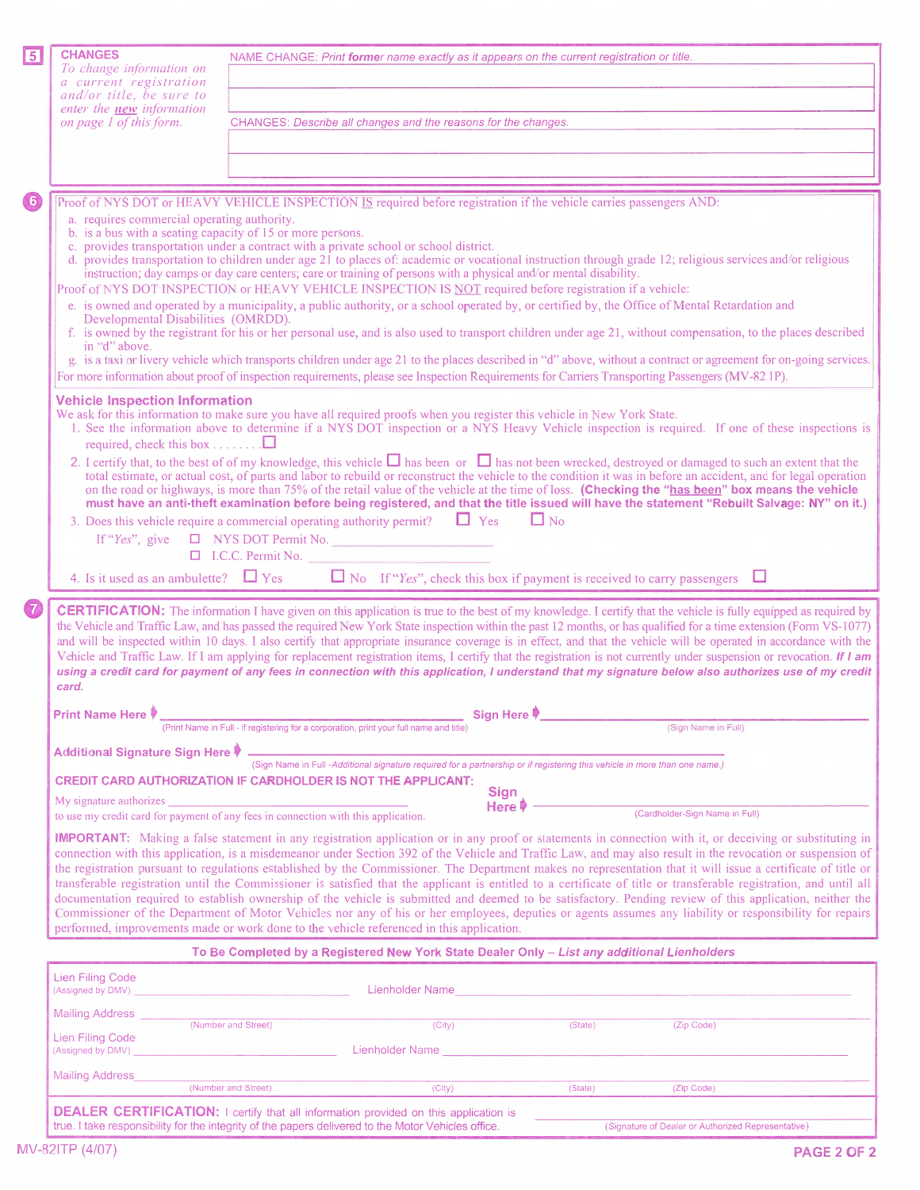**5** **CHANGES**

*To change information on a current registration and/or title, be sure to enter the new information on page 1 of this form.*

NAME CHANGE: *Print former name exactly as it appears on the current registration or title.*

CHANGES: *Describe all changes and the reasons for the changes.*

**6**

Proof of NYS DOT or HEAVY VEHICLE INSPECTION IS required before registration if the vehicle carries passengers AND:

a. requires commercial operating authority.
b. is a bus with a seating capacity of 15 or more persons.
c. provides transportation under a contract with a private school or school district.
d. provides transportation to children under age 21 to places of: academic or vocational instruction through grade 12; religious services and/or religious instruction; day camps or day care centers; care or training of persons with a physical and/or mental disability.

Proof of NYS DOT INSPECTION or HEAVY VEHICLE INSPECTION IS NOT required before registration if a vehicle:

e. is owned and operated by a municipality, a public authority, or a school operated by, or certified by, the Office of Mental Retardation and Developmental Disabilities (OMRDD).
f. is owned by the registrant for his or her personal use, and is also used to transport children under age 21, without compensation, to the places described in "d" above.
g. is a taxi or livery vehicle which transports children under age 21 to the places described in "d" above, without a contract or agreement for on-going services.

For more information about proof of inspection requirements, please see Inspection Requirements for Carriers Transporting Passengers (MV-82.1P).

**Vehicle Inspection Information**

We ask for this information to make sure you have all required proofs when you register this vehicle in New York State.

1. See the information above to determine if a NYS DOT inspection or a NYS Heavy Vehicle inspection is required. If one of these inspections is required, check this box . . . . . . . . ☐
2. I certify that, to the best of of my knowledge, this vehicle ☐ has been or ☐ has not been wrecked, destroyed or damaged to such an extent that the total estimate, or actual cost, of parts and labor to rebuild or reconstruct the vehicle to the condition it was in before an accident, and for legal operation on the road or highways, is more than 75% of the retail value of the vehicle at the time of loss. **(Checking the "has been" box means the vehicle must have an anti-theft examination before being registered, and that the title issued will have the statement "Rebuilt Salvage: NY" on it.)**
3. Does this vehicle require a commercial operating authority permit? ☐ Yes ☐ No

   If "*Yes*", give ☐ NYS DOT Permit No. ____________________

   ☐ I.C.C. Permit No. ____________________
4. Is it used as an ambulette? ☐ Yes ☐ No If "*Yes*", check this box if payment is received to carry passengers ☐

**7**

**CERTIFICATION:** The information I have given on this application is true to the best of my knowledge. I certify that the vehicle is fully equipped as required by the Vehicle and Traffic Law, and has passed the required New York State inspection within the past 12 months, or has qualified for a time extension (Form VS-1077) and will be inspected within 10 days. I also certify that appropriate insurance coverage is in effect, and that the vehicle will be operated in accordance with the Vehicle and Traffic Law. If I am applying for replacement registration items, I certify that the registration is not currently under suspension or revocation. ***If I am using a credit card for payment of any fees in connection with this application, I understand that my signature below also authorizes use of my credit card.***

**Print Name Here** ____________________ (Print Name in Full - if registering for a corporation, print your full name and title)

**Sign Here** ____________________ (Sign Name in Full)

**Additional Signature Sign Here** ____________________ (Sign Name in Full -*Additional signature required for a partnership or if registering this vehicle in more than one name.)*

**CREDIT CARD AUTHORIZATION IF CARDHOLDER IS NOT THE APPLICANT:**

My signature authorizes ____________________ to use my credit card for payment of any fees in connection with this application.

**Sign Here** ____________________ (Cardholder-Sign Name in Full)

**IMPORTANT:** Making a false statement in any registration application or in any proof or statements in connection with it, or deceiving or substituting in connection with this application, is a misdemeanor under Section 392 of the Vehicle and Traffic Law, and may also result in the revocation or suspension of the registration pursuant to regulations established by the Commissioner. The Department makes no representation that it will issue a certificate of title or transferable registration until the Commissioner is satisfied that the applicant is entitled to a certificate of title or transferable registration, and until all documentation required to establish ownership of the vehicle is submitted and deemed to be satisfactory. Pending review of this application, neither the Commissioner of the Department of Motor Vehicles nor any of his or her employees, deputies or agents assumes any liability or responsibility for repairs performed, improvements made or work done to the vehicle referenced in this application.

**To Be Completed by a Registered New York State Dealer Only –** ***List any additional Lienholders***

Lien Filing Code (Assigned by DMV) ____________________ Lienholder Name ____________________

Mailing Address ____________________ (Number and Street) (City) (State) (Zip Code)

Lien Filing Code (Assigned by DMV) ____________________ Lienholder Name ____________________

Mailing Address ____________________ (Number and Street) (City) (State) (Zip Code)

**DEALER CERTIFICATION:** I certify that all information provided on this application is true. I take responsibility for the integrity of the papers delivered to the Motor Vehicles office.

____________________ (Signature of Dealer or Authorized Representative)

MV-82ITP (4/07)